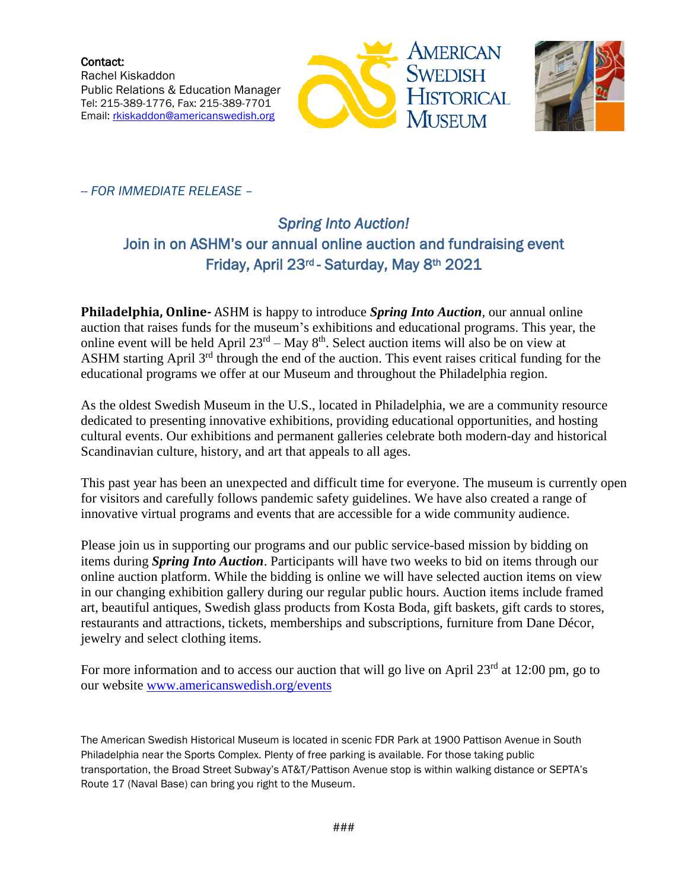**Contact:**
Rachel Kiskaddon
Public Relations & Education Manager
Tel: 215-389-1776, Fax: 215-389-7701
Email: rkiskaddon@americanswedish.org

American Swedish Historical Museum

*-- FOR IMMEDIATE RELEASE –*

## *Spring Into Auction!*
## Join in on ASHM's our annual online auction and fundraising event
## Friday, April 23rd - Saturday, May 8th 2021

**Philadelphia, Online-** ASHM is happy to introduce ***Spring Into Auction***, our annual online auction that raises funds for the museum's exhibitions and educational programs. This year, the online event will be held April 23rd – May 8th. Select auction items will also be on view at ASHM starting April 3rd through the end of the auction. This event raises critical funding for the educational programs we offer at our Museum and throughout the Philadelphia region.

As the oldest Swedish Museum in the U.S., located in Philadelphia, we are a community resource dedicated to presenting innovative exhibitions, providing educational opportunities, and hosting cultural events. Our exhibitions and permanent galleries celebrate both modern-day and historical Scandinavian culture, history, and art that appeals to all ages.

This past year has been an unexpected and difficult time for everyone. The museum is currently open for visitors and carefully follows pandemic safety guidelines. We have also created a range of innovative virtual programs and events that are accessible for a wide community audience.

Please join us in supporting our programs and our public service-based mission by bidding on items during ***Spring Into Auction***. Participants will have two weeks to bid on items through our online auction platform. While the bidding is online we will have selected auction items on view in our changing exhibition gallery during our regular public hours. Auction items include framed art, beautiful antiques, Swedish glass products from Kosta Boda, gift baskets, gift cards to stores, restaurants and attractions, tickets, memberships and subscriptions, furniture from Dane Décor, jewelry and select clothing items.

For more information and to access our auction that will go live on April 23rd at 12:00 pm, go to our website www.americanswedish.org/events

The American Swedish Historical Museum is located in scenic FDR Park at 1900 Pattison Avenue in South Philadelphia near the Sports Complex. Plenty of free parking is available. For those taking public transportation, the Broad Street Subway's AT&T/Pattison Avenue stop is within walking distance or SEPTA's Route 17 (Naval Base) can bring you right to the Museum.

###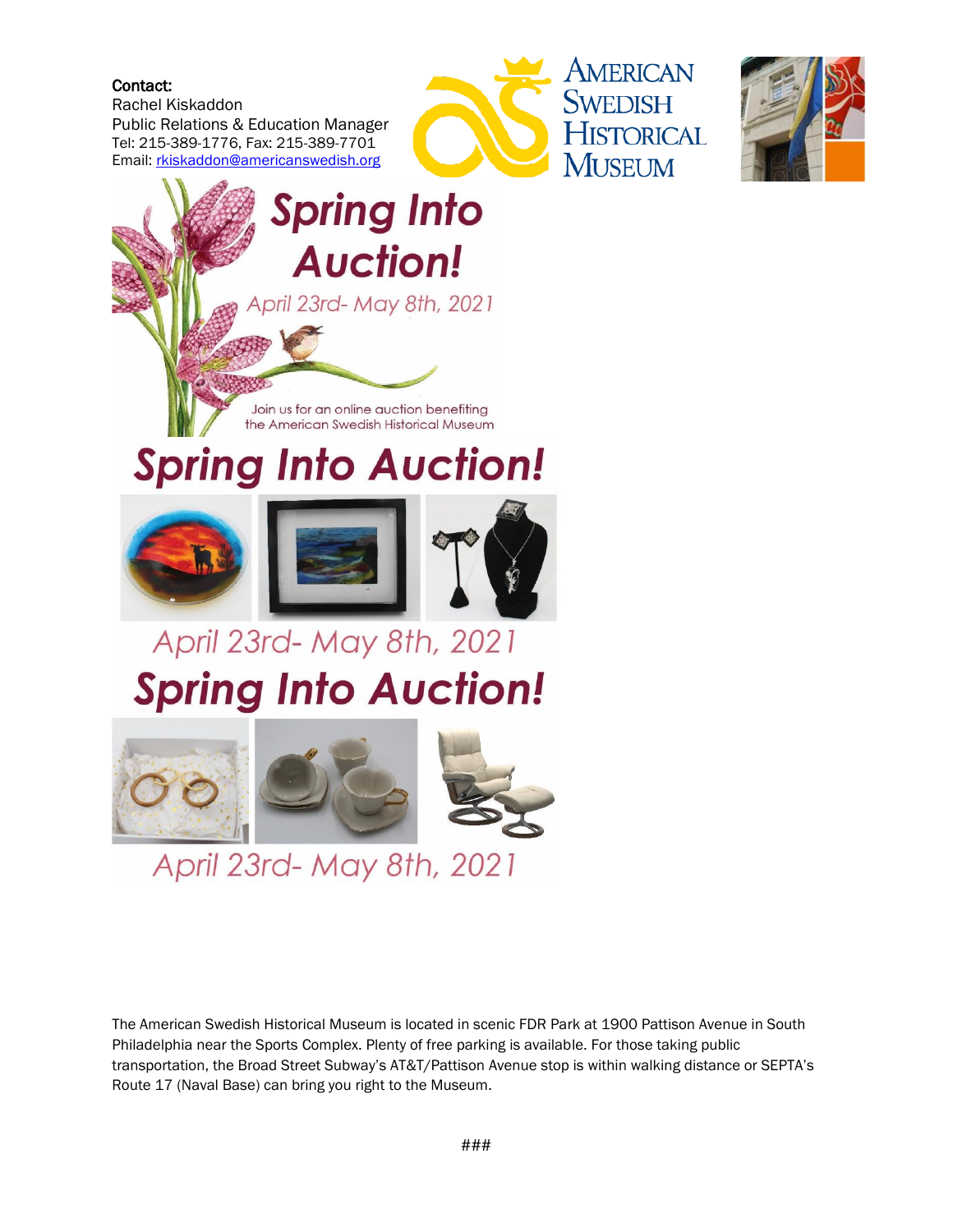**Contact:**
Rachel Kiskaddon
Public Relations & Education Manager
Tel: 215-389-1776, Fax: 215-389-7701
Email: rkiskaddon@americanswedish.org

AMERICAN SWEDISH HISTORICAL MUSEUM

# Spring Into Auction!

April 23rd- May 8th, 2021

Join us for an online auction benefiting the American Swedish Historical Museum

# Spring Into Auction!

April 23rd- May 8th, 2021

# Spring Into Auction!

April 23rd- May 8th, 2021

The American Swedish Historical Museum is located in scenic FDR Park at 1900 Pattison Avenue in South Philadelphia near the Sports Complex. Plenty of free parking is available. For those taking public transportation, the Broad Street Subway's AT&T/Pattison Avenue stop is within walking distance or SEPTA's Route 17 (Naval Base) can bring you right to the Museum.

###